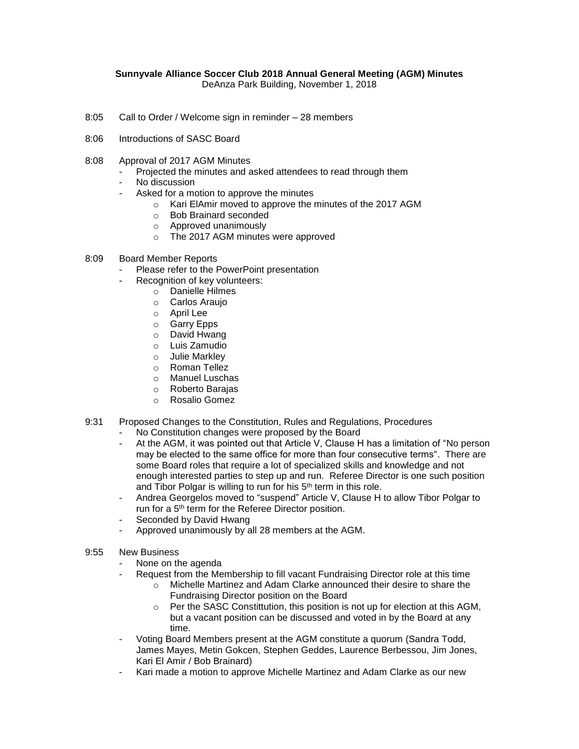**Sunnyvale Alliance Soccer Club 2018 Annual General Meeting (AGM) Minutes**

DeAnza Park Building, November 1, 2018

8:05 Call to Order / Welcome sign in reminder – 28 members

8:06 Introductions of SASC Board

8:08 Approval of 2017 AGM Minutes

- Projected the minutes and asked attendees to read through them
- No discussion
- Asked for a motion to approve the minutes
  - Kari ElAmir moved to approve the minutes of the 2017 AGM
  - Bob Brainard seconded
  - Approved unanimously
  - The 2017 AGM minutes were approved

8:09 Board Member Reports

- Please refer to the PowerPoint presentation
- Recognition of key volunteers:
  - Danielle Hilmes
  - Carlos Araujo
  - April Lee
  - Garry Epps
  - David Hwang
  - Luis Zamudio
  - Julie Markley
  - Roman Tellez
  - Manuel Luschas
  - Roberto Barajas
  - Rosalio Gomez

9:31 Proposed Changes to the Constitution, Rules and Regulations, Procedures

- No Constitution changes were proposed by the Board
- At the AGM, it was pointed out that Article V, Clause H has a limitation of "No person may be elected to the same office for more than four consecutive terms". There are some Board roles that require a lot of specialized skills and knowledge and not enough interested parties to step up and run. Referee Director is one such position and Tibor Polgar is willing to run for his 5th term in this role.
- Andrea Georgelos moved to "suspend" Article V, Clause H to allow Tibor Polgar to run for a 5th term for the Referee Director position.
- Seconded by David Hwang
- Approved unanimously by all 28 members at the AGM.

9:55 New Business

- None on the agenda
- Request from the Membership to fill vacant Fundraising Director role at this time
  - Michelle Martinez and Adam Clarke announced their desire to share the Fundraising Director position on the Board
  - Per the SASC Constittution, this position is not up for election at this AGM, but a vacant position can be discussed and voted in by the Board at any time.
- Voting Board Members present at the AGM constitute a quorum (Sandra Todd, James Mayes, Metin Gokcen, Stephen Geddes, Laurence Berbessou, Jim Jones, Kari El Amir / Bob Brainard)
- Kari made a motion to approve Michelle Martinez and Adam Clarke as our new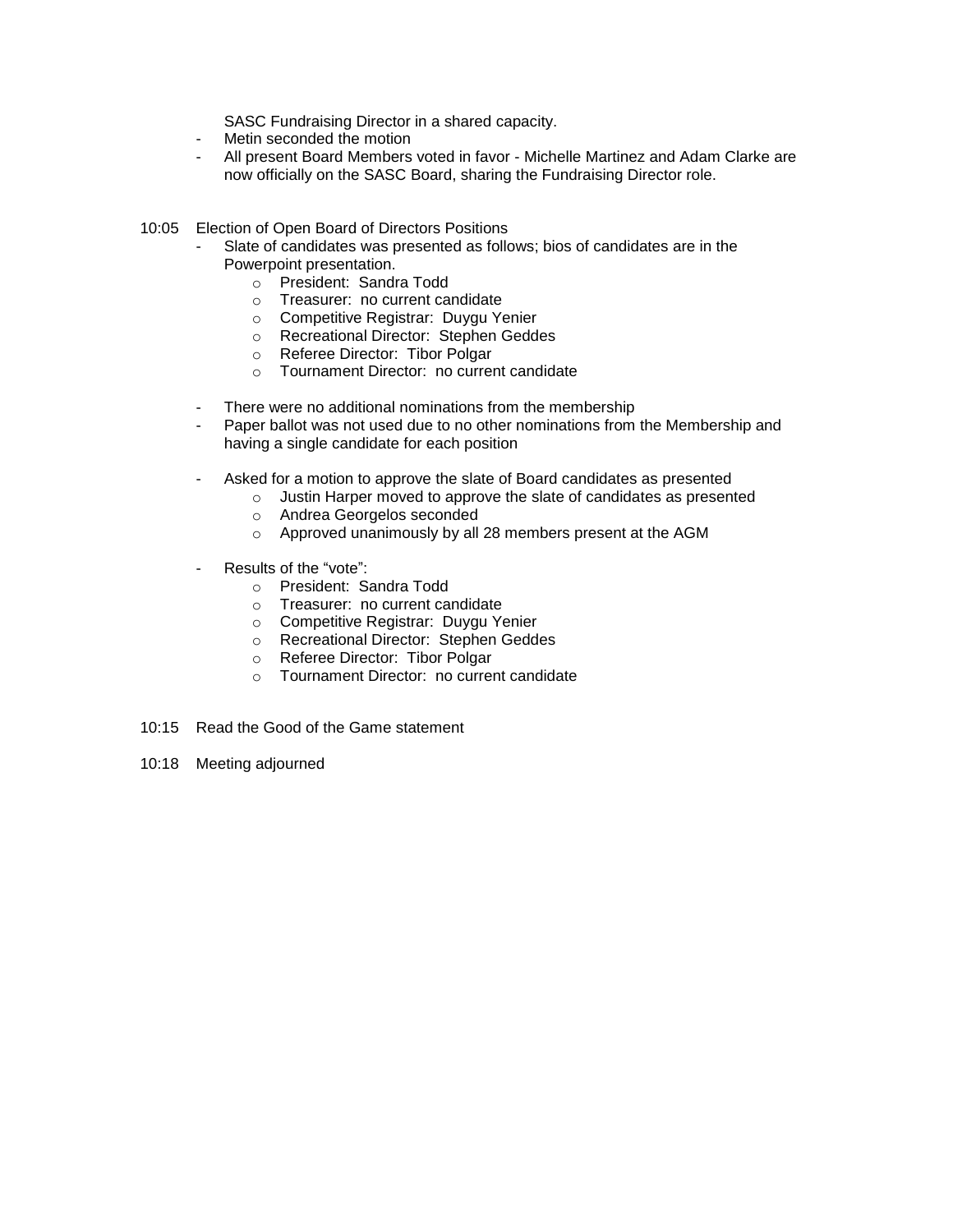SASC Fundraising Director in a shared capacity.

- Metin seconded the motion
- All present Board Members voted in favor - Michelle Martinez and Adam Clarke are now officially on the SASC Board, sharing the Fundraising Director role.

10:05 Election of Open Board of Directors Positions

- Slate of candidates was presented as follows; bios of candidates are in the Powerpoint presentation.
    - President: Sandra Todd
    - Treasurer: no current candidate
    - Competitive Registrar: Duygu Yenier
    - Recreational Director: Stephen Geddes
    - Referee Director: Tibor Polgar
    - Tournament Director: no current candidate

- There were no additional nominations from the membership
- Paper ballot was not used due to no other nominations from the Membership and having a single candidate for each position

- Asked for a motion to approve the slate of Board candidates as presented
    - Justin Harper moved to approve the slate of candidates as presented
    - Andrea Georgelos seconded
    - Approved unanimously by all 28 members present at the AGM

- Results of the "vote":
    - President: Sandra Todd
    - Treasurer: no current candidate
    - Competitive Registrar: Duygu Yenier
    - Recreational Director: Stephen Geddes
    - Referee Director: Tibor Polgar
    - Tournament Director: no current candidate

10:15 Read the Good of the Game statement

10:18 Meeting adjourned